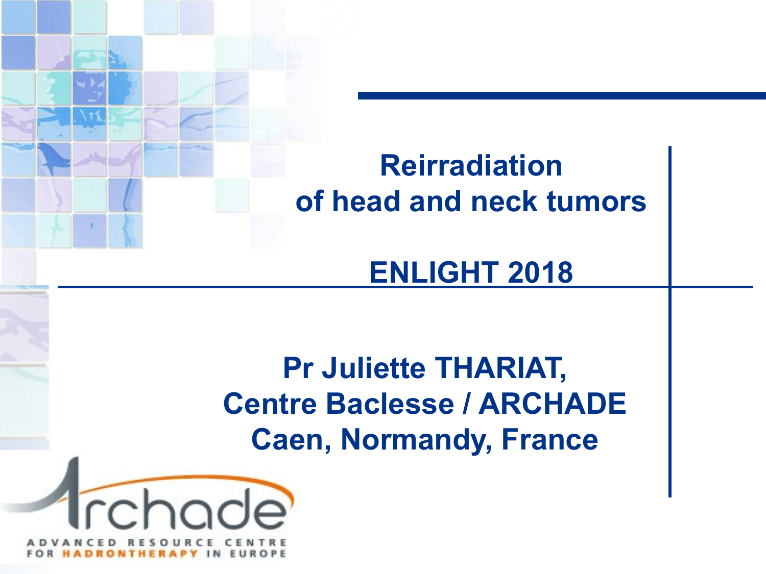# Reirradiation of head and neck tumors

## ENLIGHT 2018

**Pr Juliette THARIAT,**
**Centre Baclesse / ARCHADE**
**Caen, Normandy, France**

Archade
ADVANCED RESOURCE CENTRE FOR HADRONTHERAPY IN EUROPE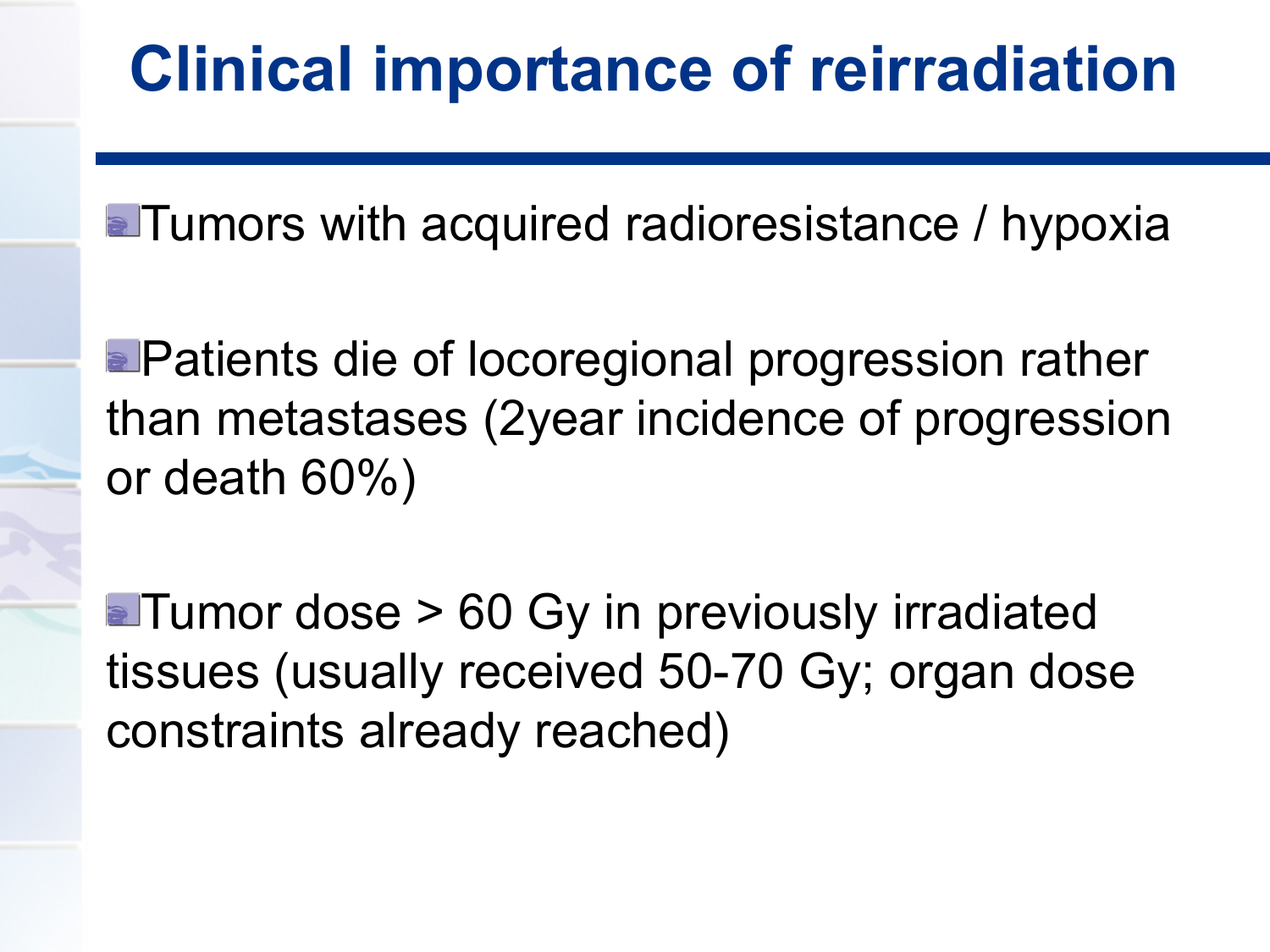# Clinical importance of reirradiation

- Tumors with acquired radioresistance / hypoxia
- Patients die of locoregional progression rather than metastases (2year incidence of progression or death 60%)
- Tumor dose > 60 Gy in previously irradiated tissues (usually received 50-70 Gy; organ dose constraints already reached)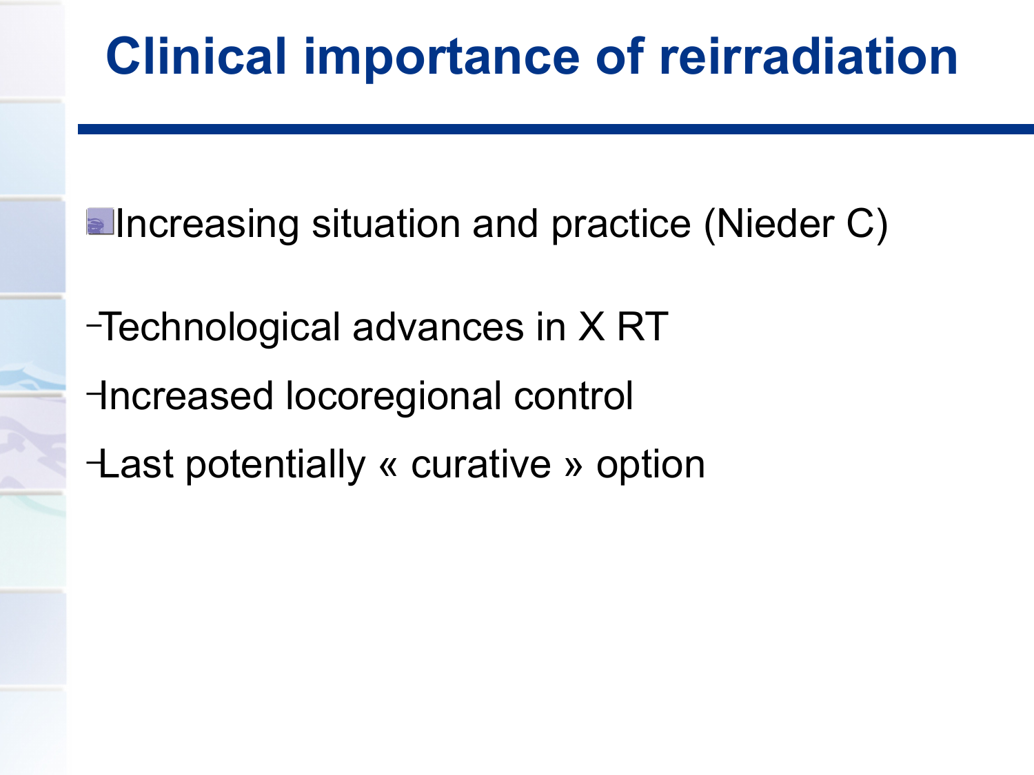# Clinical importance of reirradiation

- Increasing situation and practice (Nieder C)
  - Technological advances in X RT
  - Increased locoregional control
  - Last potentially « curative » option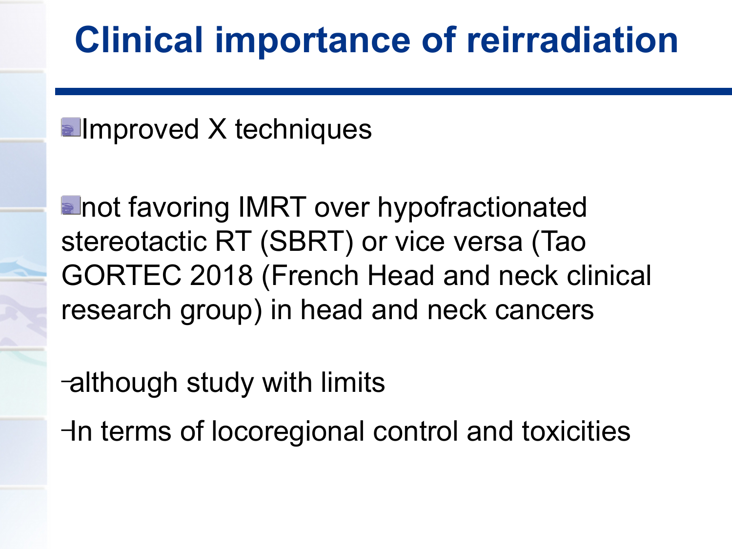# Clinical importance of reirradiation

- Improved X techniques

- not favoring IMRT over hypofractionated stereotactic RT (SBRT) or vice versa (Tao GORTEC 2018 (French Head and neck clinical research group) in head and neck cancers

  - although study with limits
  - In terms of locoregional control and toxicities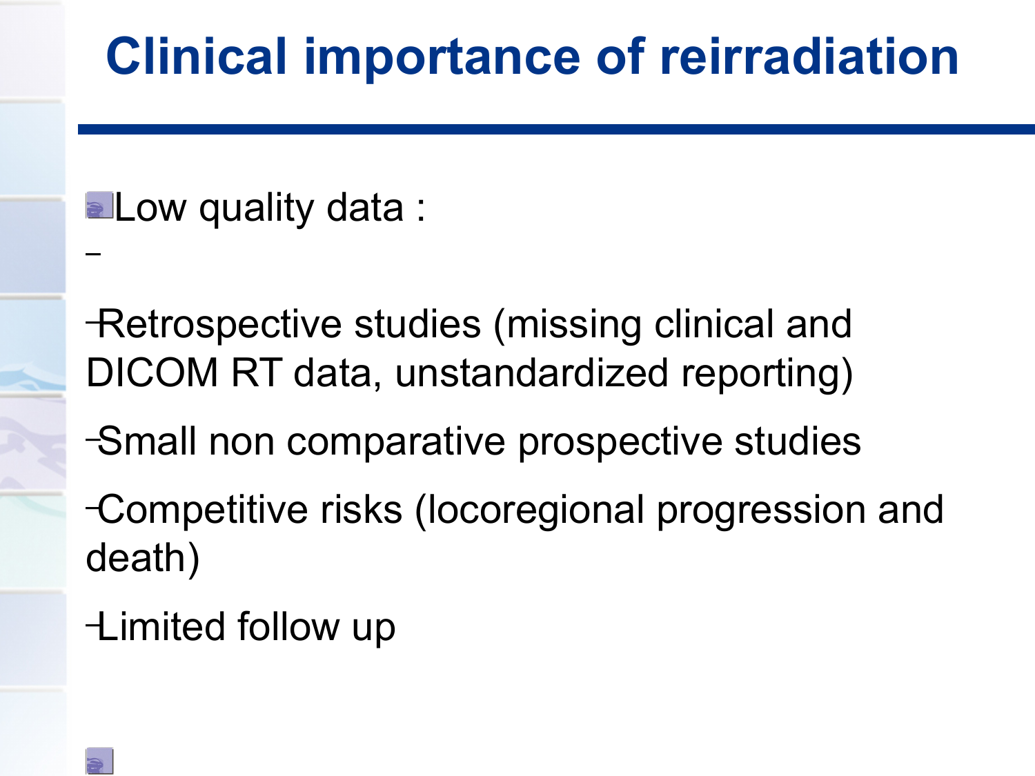# Clinical importance of reirradiation

- Low quality data :
  - Retrospective studies (missing clinical and DICOM RT data, unstandardized reporting)
  - Small non comparative prospective studies
  - Competitive risks (locoregional progression and death)
  - Limited follow up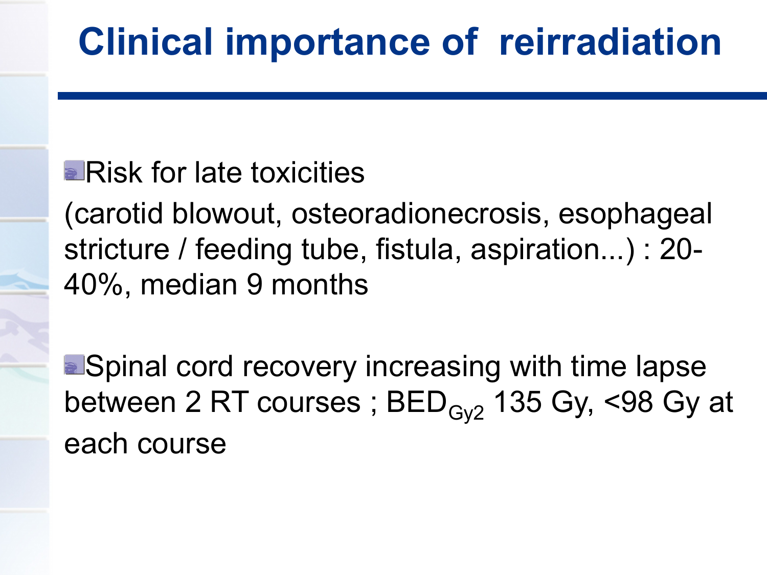# Clinical importance of reirradiation

- Risk for late toxicities
  (carotid blowout, osteoradionecrosis, esophageal stricture / feeding tube, fistula, aspiration...) : 20-40%, median 9 months

- Spinal cord recovery increasing with time lapse between 2 RT courses ; $BED_{Gy2}$ 135 Gy, <98 Gy at each course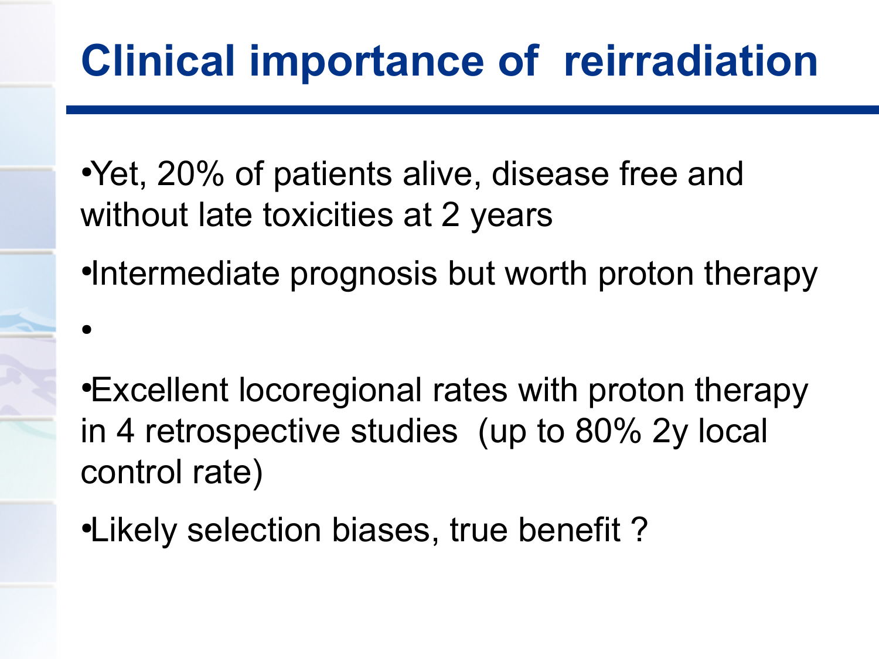# Clinical importance of reirradiation

- Yet, 20% of patients alive, disease free and without late toxicities at 2 years
- Intermediate prognosis but worth proton therapy
- Excellent locoregional rates with proton therapy in 4 retrospective studies (up to 80% 2y local control rate)
- Likely selection biases, true benefit ?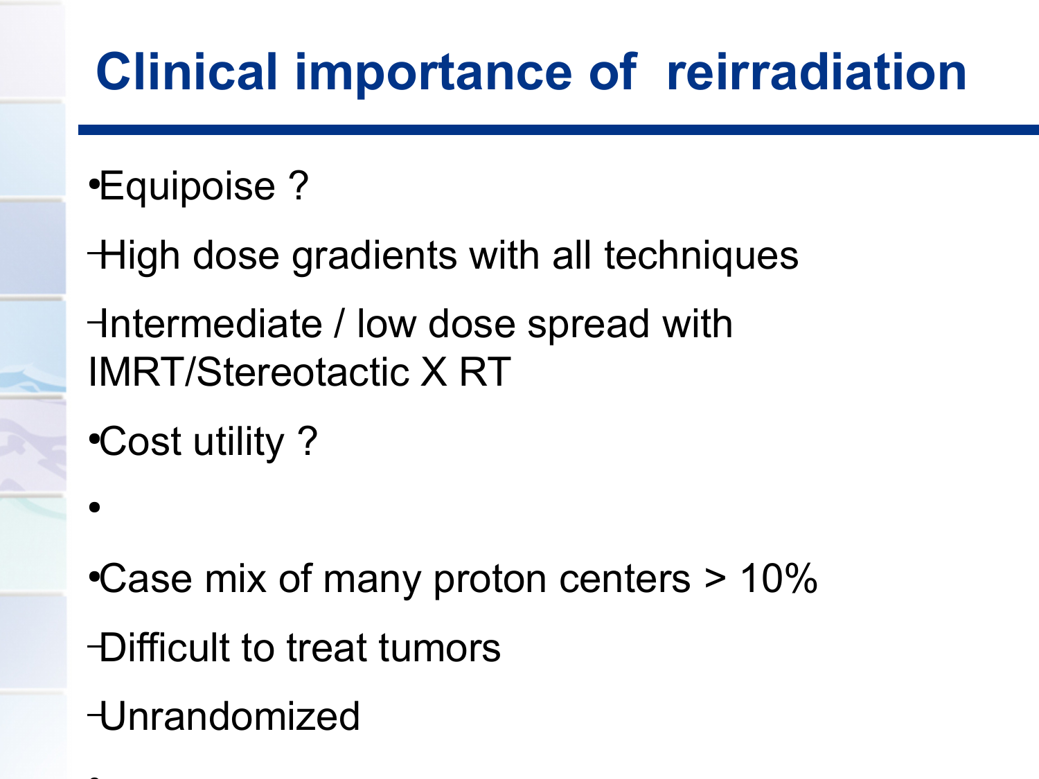# Clinical importance of reirradiation

- Equipoise ?
  - High dose gradients with all techniques
  - Intermediate / low dose spread with IMRT/Stereotactic X RT
- Cost utility ?
- 
- Case mix of many proton centers > 10%
  - Difficult to treat tumors
  - Unrandomized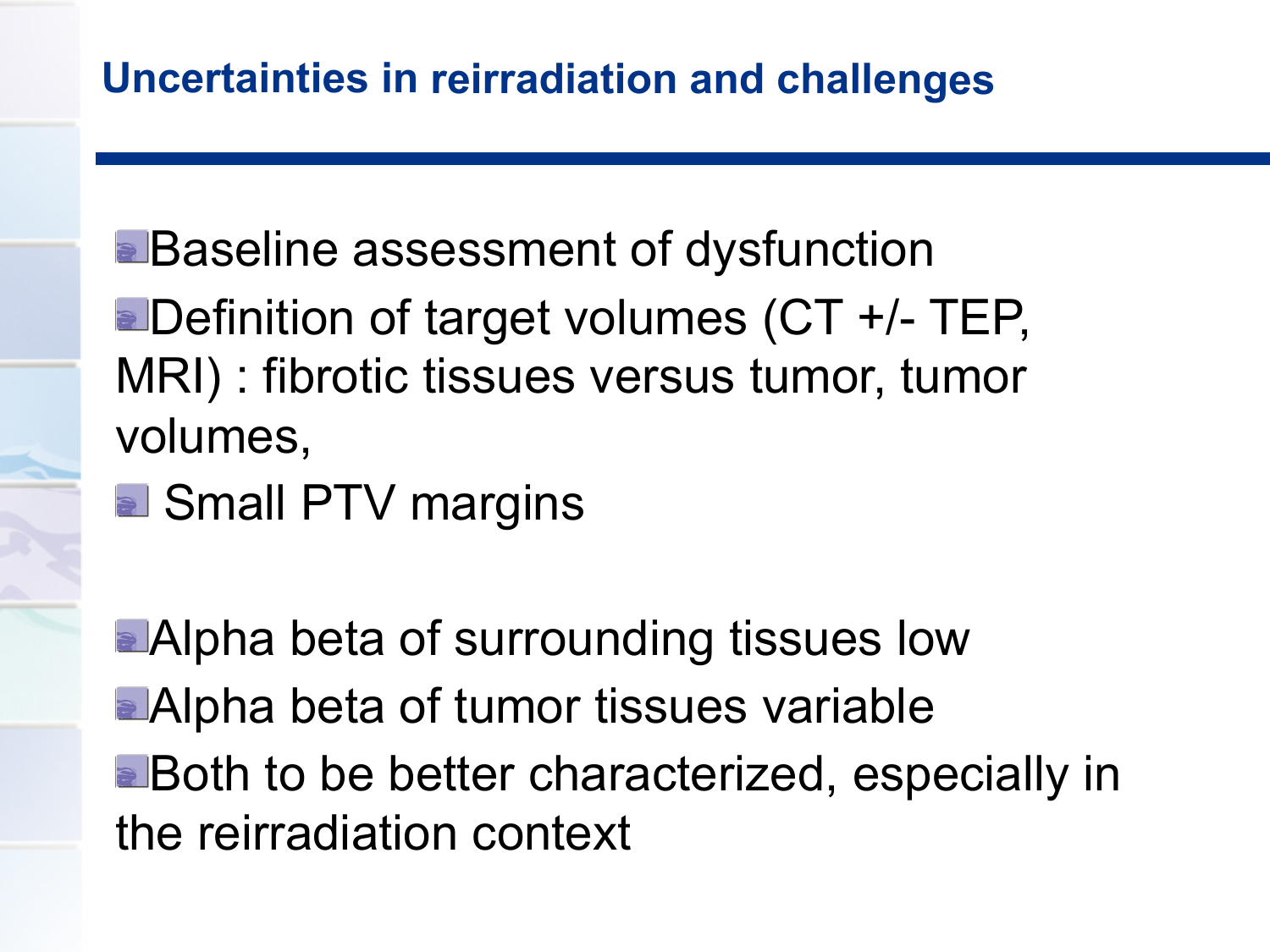## Uncertainties in reirradiation and challenges

- Baseline assessment of dysfunction
- Definition of target volumes (CT +/- TEP, MRI) : fibrotic tissues versus tumor, tumor volumes,
- Small PTV margins

- Alpha beta of surrounding tissues low
- Alpha beta of tumor tissues variable
- Both to be better characterized, especially in the reirradiation context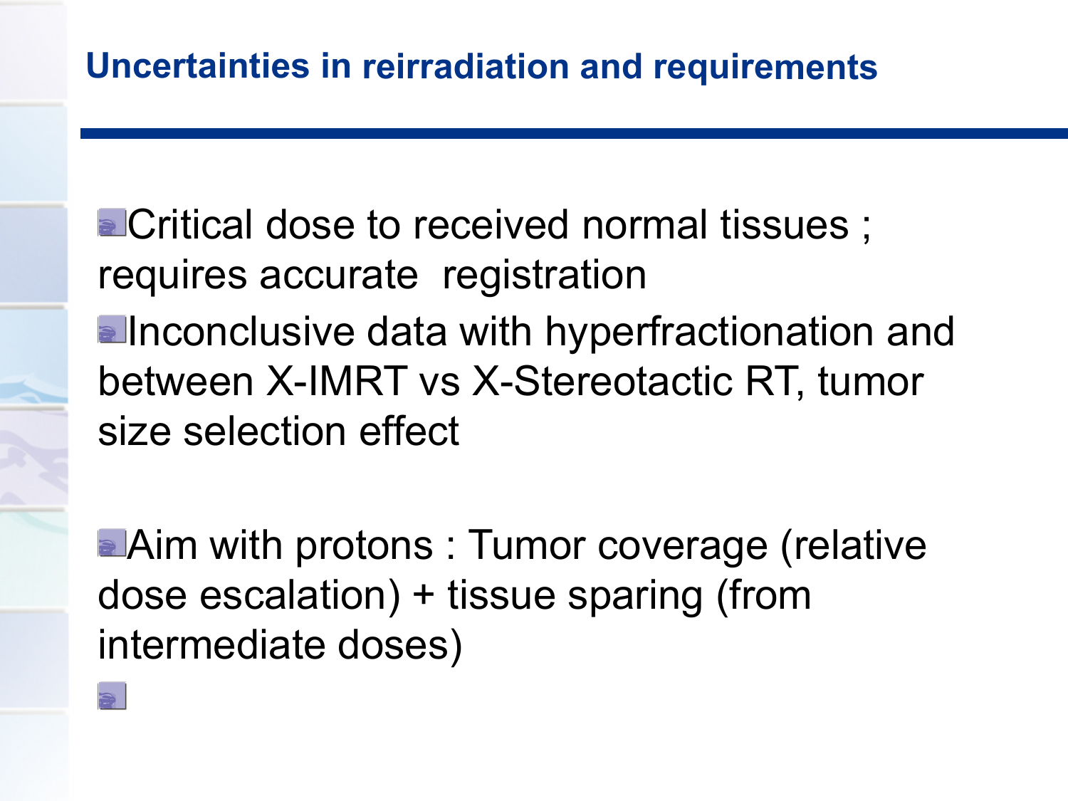## Uncertainties in reirradiation and requirements

- Critical dose to received normal tissues ; requires accurate registration
- Inconclusive data with hyperfractionation and between X-IMRT vs X-Stereotactic RT, tumor size selection effect
- Aim with protons : Tumor coverage (relative dose escalation) + tissue sparing (from intermediate doses)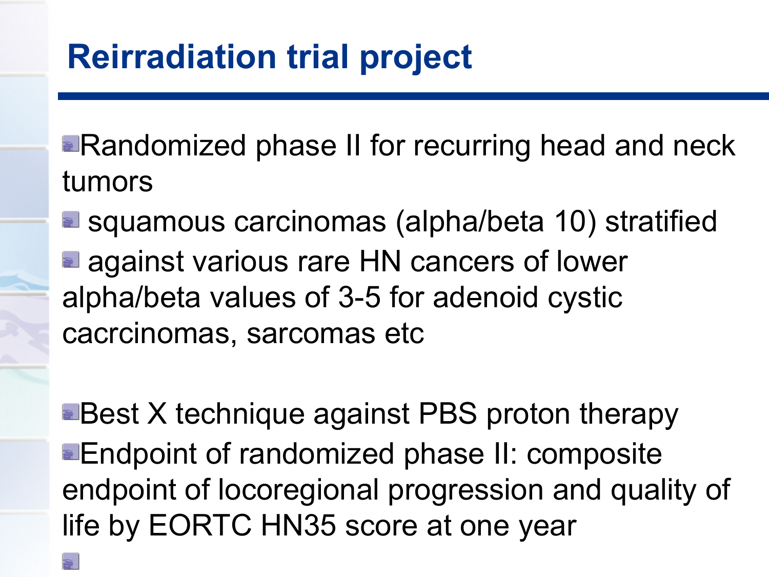# Reirradiation trial project

- Randomized phase II for recurring head and neck tumors
- squamous carcinomas (alpha/beta 10) stratified
- against various rare HN cancers of lower alpha/beta values of 3-5 for adenoid cystic cacrcinomas, sarcomas etc

- Best X technique against PBS proton therapy
- Endpoint of randomized phase II: composite endpoint of locoregional progression and quality of life by EORTC HN35 score at one year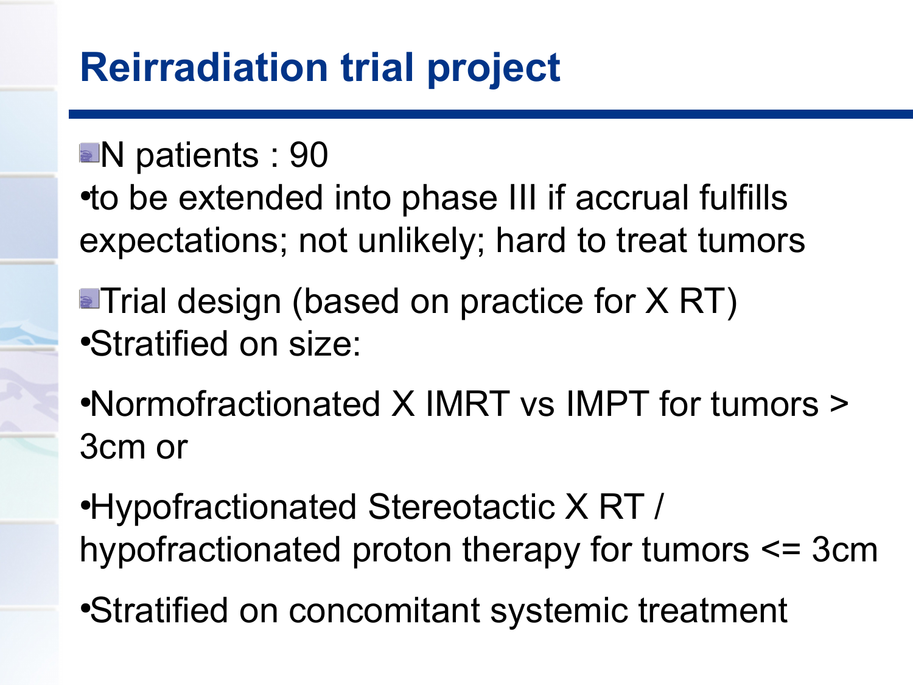# Reirradiation trial project

- N patients : 90
  - to be extended into phase III if accrual fulfills expectations; not unlikely; hard to treat tumors
- Trial design (based on practice for X RT)
  - Stratified on size:
  - Normofractionated X IMRT vs IMPT for tumors > 3cm or
  - Hypofractionated Stereotactic X RT / hypofractionated proton therapy for tumors <= 3cm
  - Stratified on concomitant systemic treatment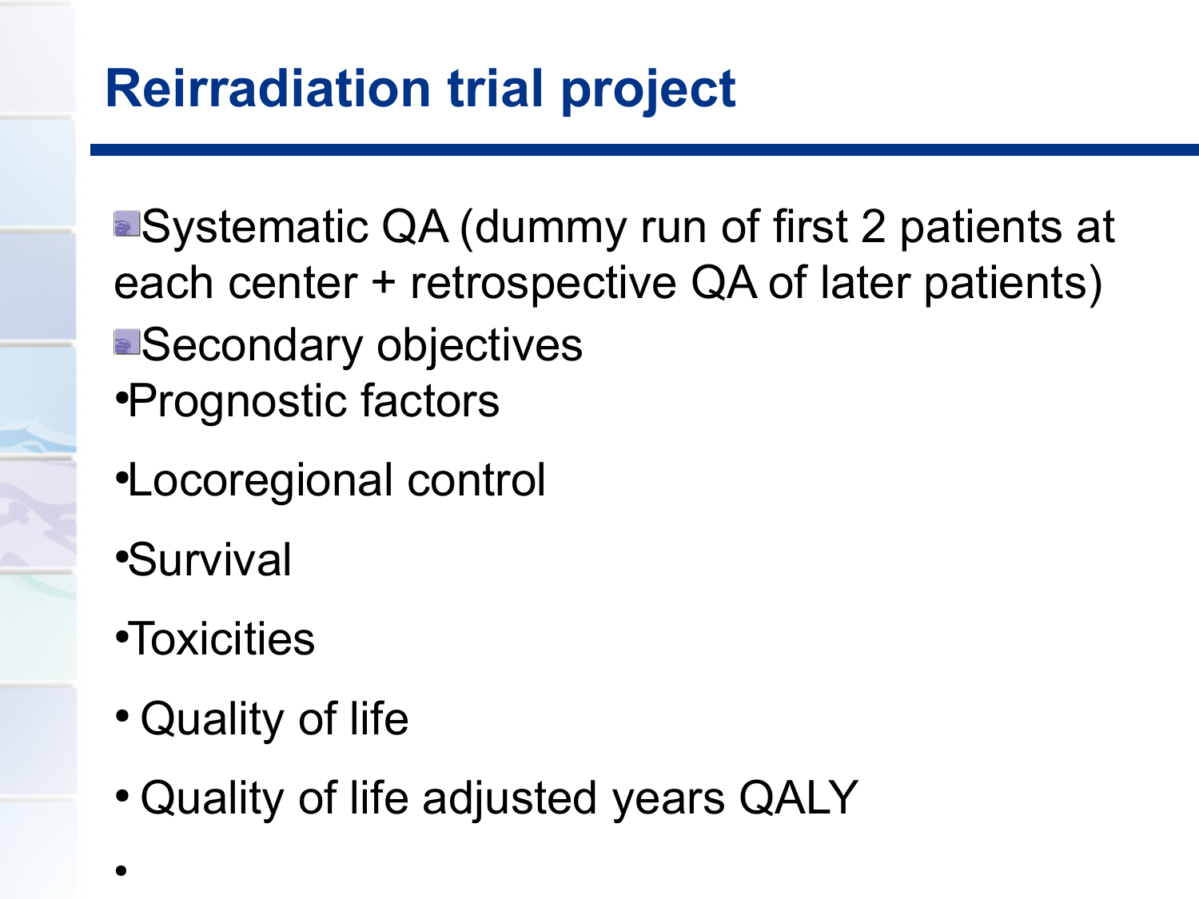# Reirradiation trial project

- Systematic QA (dummy run of first 2 patients at each center + retrospective QA of later patients)
- Secondary objectives
  - Prognostic factors
  - Locoregional control
  - Survival
  - Toxicities
  - Quality of life
  - Quality of life adjusted years QALY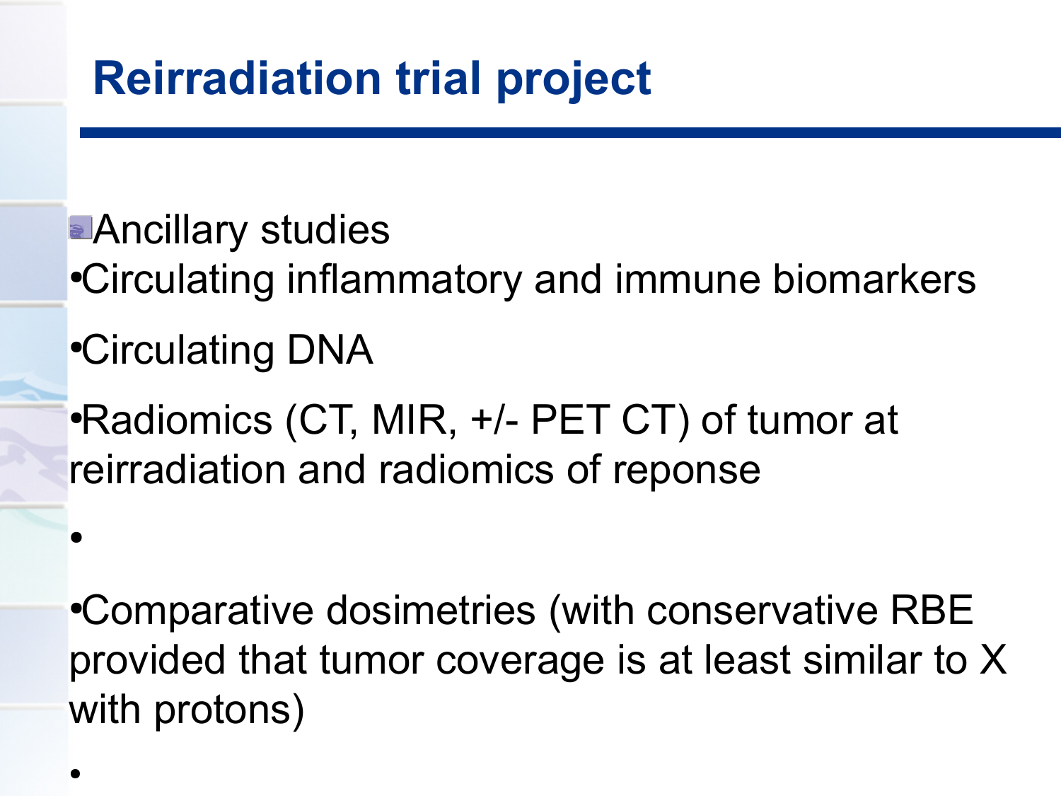# Reirradiation trial project

Ancillary studies

- Circulating inflammatory and immune biomarkers
- Circulating DNA
- Radiomics (CT, MIR, +/- PET CT) of tumor at reirradiation and radiomics of reponse
- Comparative dosimetries (with conservative RBE provided that tumor coverage is at least similar to X with protons)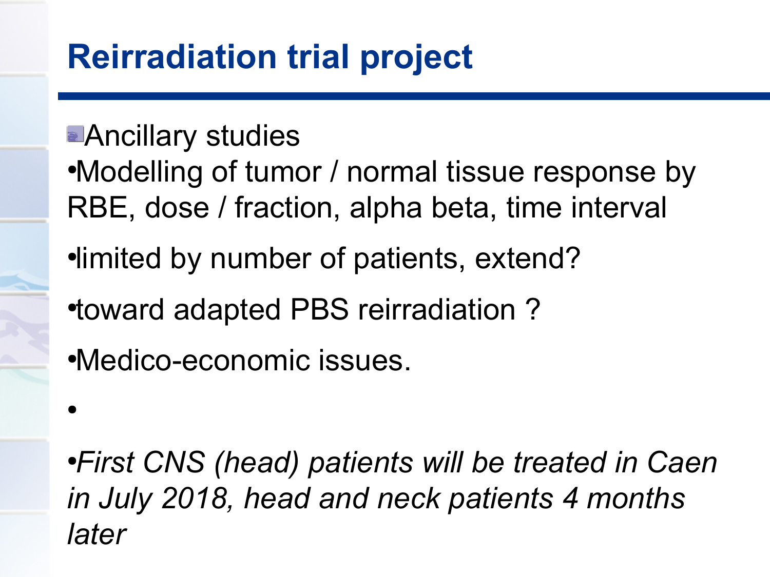# Reirradiation trial project

- Ancillary studies
- Modelling of tumor / normal tissue response by RBE, dose / fraction, alpha beta, time interval
- limited by number of patients, extend?
- toward adapted PBS reirradiation ?
- Medico-economic issues.
- 
- *First CNS (head) patients will be treated in Caen in July 2018, head and neck patients 4 months later*